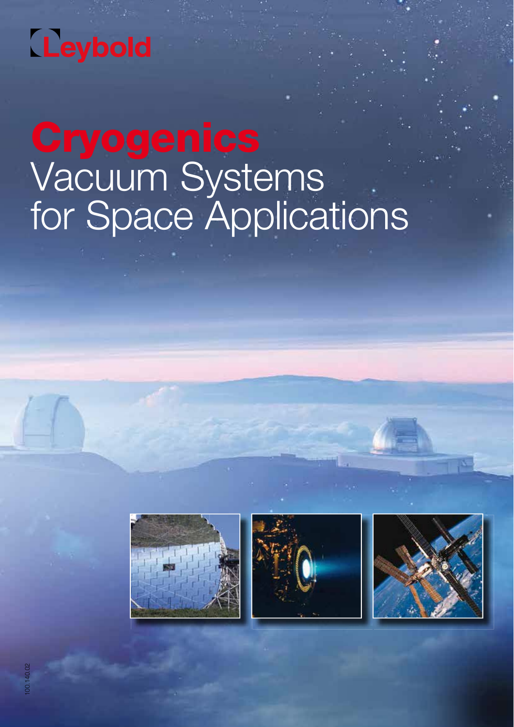Leybold

# Cryogenics

## Vacuum Systems for Space Applications

100.140.02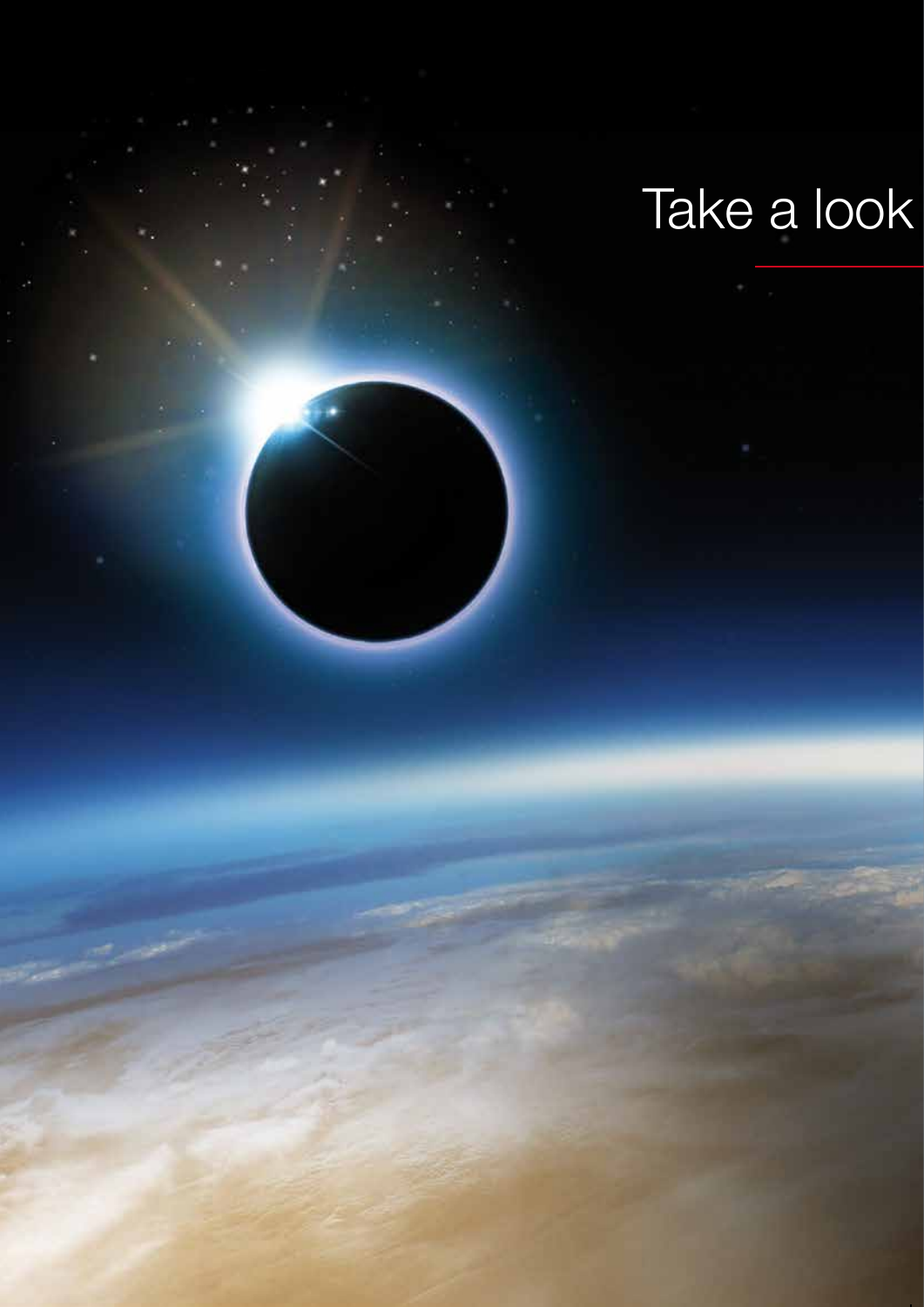# Take a look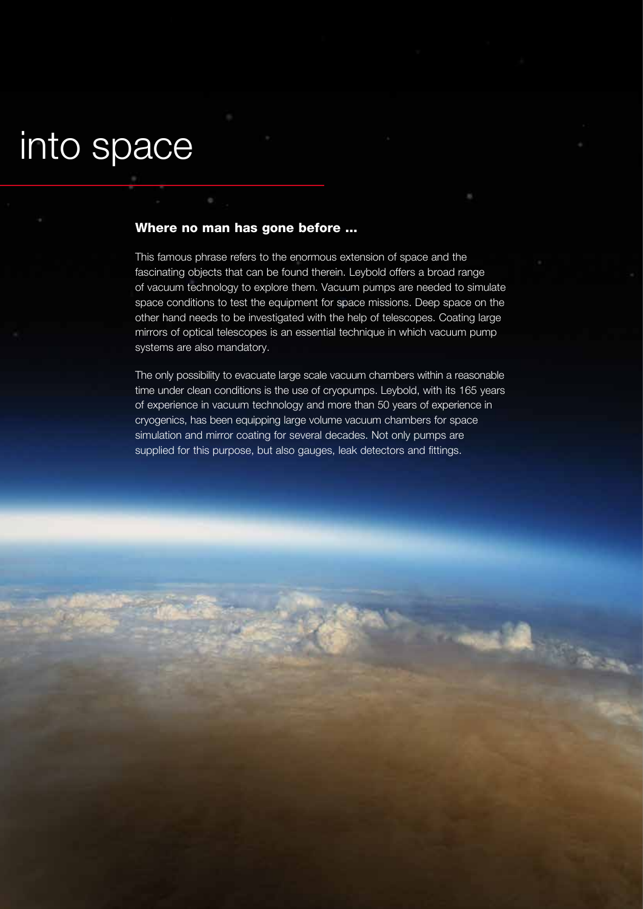# into space

### Where no man has gone before ...

This famous phrase refers to the enormous extension of space and the fascinating objects that can be found therein. Leybold offers a broad range of vacuum technology to explore them. Vacuum pumps are needed to simulate space conditions to test the equipment for space missions. Deep space on the other hand needs to be investigated with the help of telescopes. Coating large mirrors of optical telescopes is an essential technique in which vacuum pump systems are also mandatory.

The only possibility to evacuate large scale vacuum chambers within a reasonable time under clean conditions is the use of cryopumps. Leybold, with its 165 years of experience in vacuum technology and more than 50 years of experience in cryogenics, has been equipping large volume vacuum chambers for space simulation and mirror coating for several decades. Not only pumps are supplied for this purpose, but also gauges, leak detectors and fittings.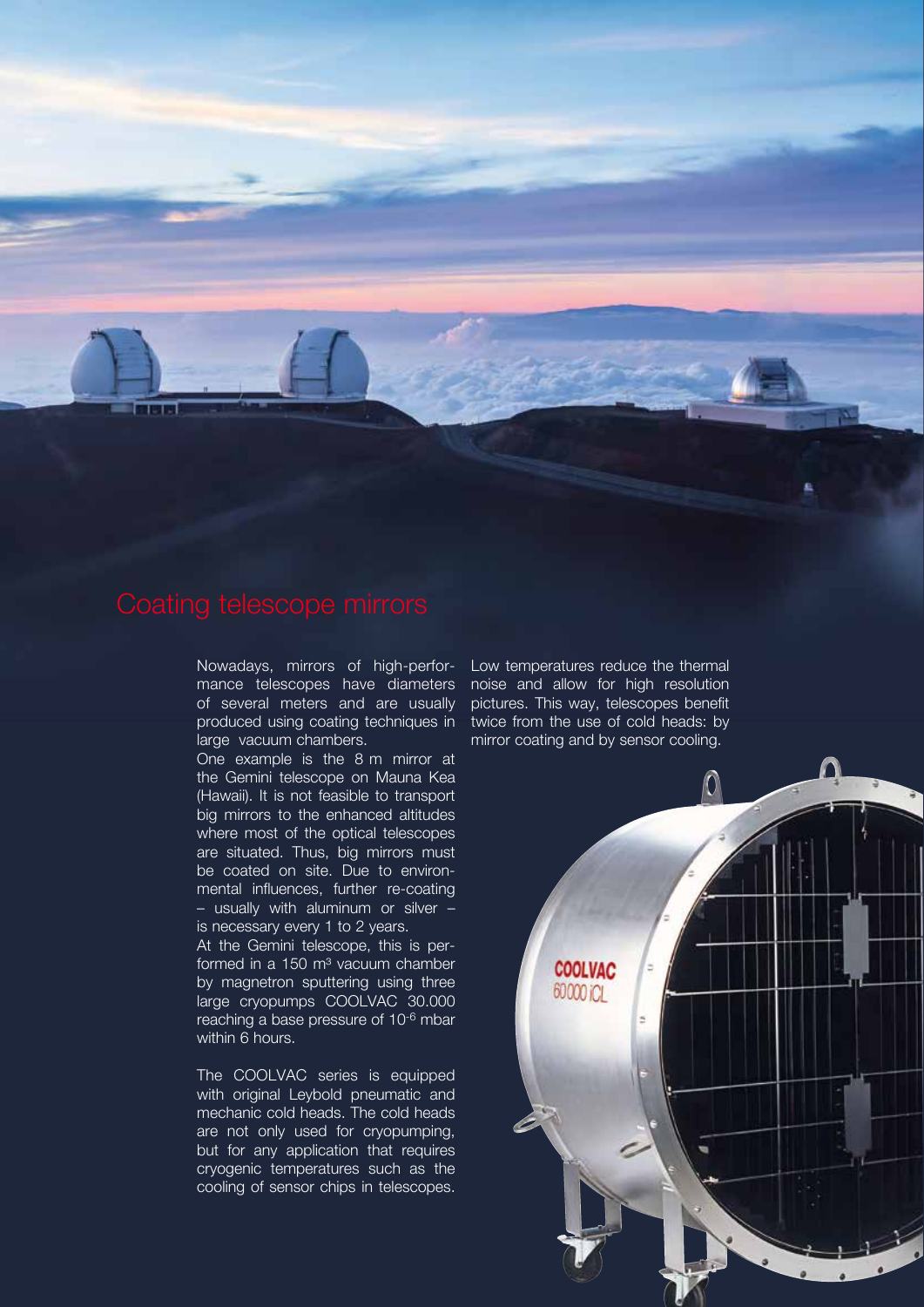# Coating telescope mirrors

Nowadays, mirrors of high-performance telescopes have diameters of several meters and are usually produced using coating techniques in large vacuum chambers.
One example is the 8 m mirror at the Gemini telescope on Mauna Kea (Hawaii). It is not feasible to transport big mirrors to the enhanced altitudes where most of the optical telescopes are situated. Thus, big mirrors must be coated on site. Due to environmental influences, further re-coating – usually with aluminum or silver – is necessary every 1 to 2 years.
At the Gemini telescope, this is performed in a 150 $m^3$ vacuum chamber by magnetron sputtering using three large cryopumps COOLVAC 30.000 reaching a base pressure of $10^{-6}$ mbar within 6 hours.

The COOLVAC series is equipped with original Leybold pneumatic and mechanic cold heads. The cold heads are not only used for cryopumping, but for any application that requires cryogenic temperatures such as the cooling of sensor chips in telescopes. Low temperatures reduce the thermal noise and allow for high resolution pictures. This way, telescopes benefit twice from the use of cold heads: by mirror coating and by sensor cooling.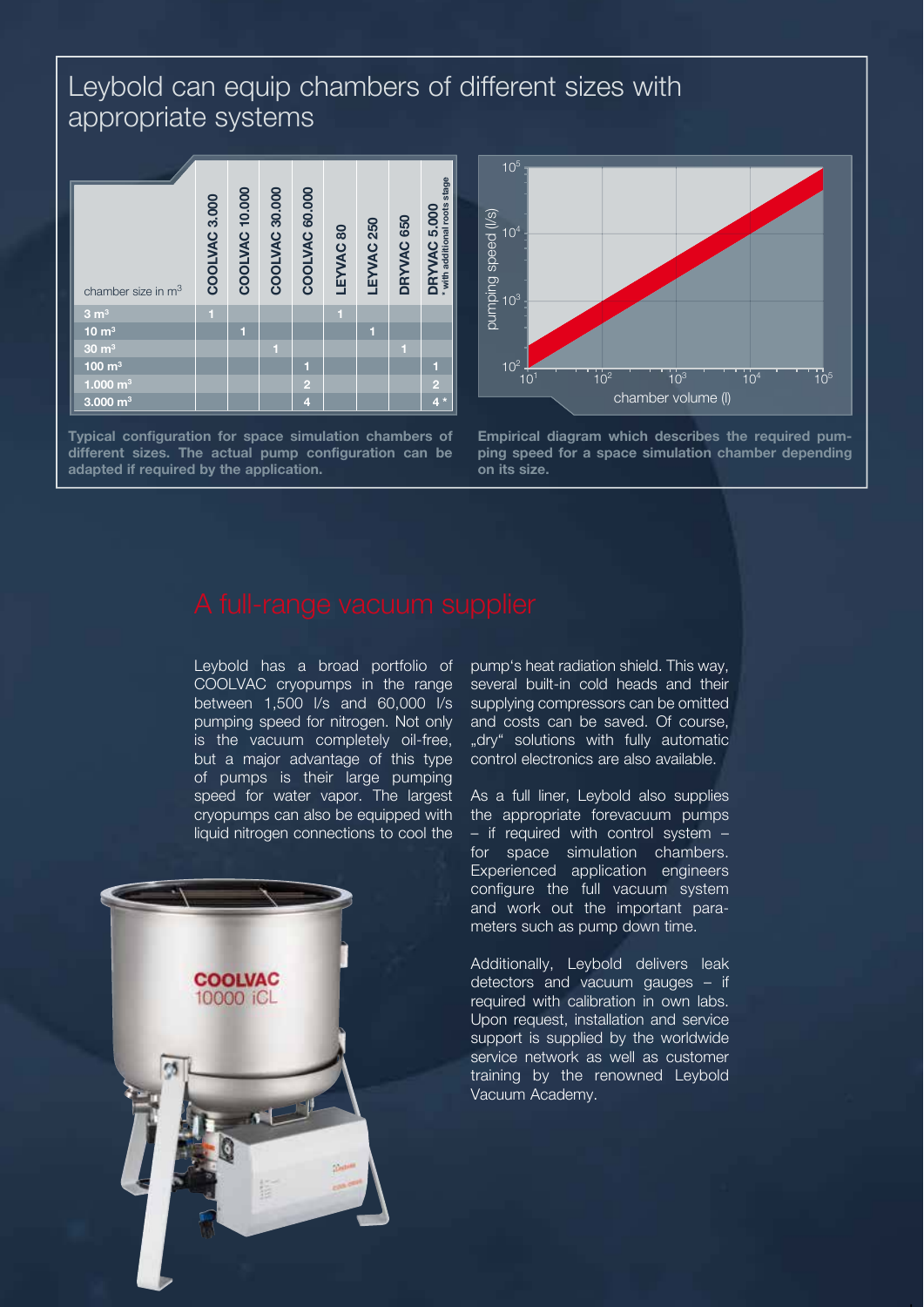## Leybold can equip chambers of different sizes with appropriate systems

| chamber size in $m^3$ | COOLVAC 3.000 | COOLVAC 10.000 | COOLVAC 30.000 | COOLVAC 60.000 | LEYVAC 80 | LEYVAC 250 | DRYVAC 650 | DRYVAC 5.000 * with additional roots stage |
|---|---|---|---|---|---|---|---|---|
| 3 $m^3$ | 1 | | | | 1 | | | |
| 10 $m^3$ | | 1 | | | | 1 | | |
| 30 $m^3$ | | | 1 | | | | 1 | |
| 100 $m^3$ | | | | 1 | | | | 1 |
| 1.000 $m^3$ | | | | 2 | | | | 2 |
| 3.000 $m^3$ | | | | 4 | | | | 4 * |

**Typical configuration for space simulation chambers of different sizes. The actual pump configuration can be adapted if required by the application.**

**Empirical diagram which describes the required pumping speed for a space simulation chamber depending on its size.**

## A full-range vacuum supplier

Leybold has a broad portfolio of COOLVAC cryopumps in the range between 1,500 l/s and 60,000 l/s pumping speed for nitrogen. Not only is the vacuum completely oil-free, but a major advantage of this type of pumps is their large pumping speed for water vapor. The largest cryopumps can also be equipped with liquid nitrogen connections to cool the pump's heat radiation shield. This way, several built-in cold heads and their supplying compressors can be omitted and costs can be saved. Of course, „dry" solutions with fully automatic control electronics are also available.

As a full liner, Leybold also supplies the appropriate forevacuum pumps – if required with control system – for space simulation chambers. Experienced application engineers configure the full vacuum system and work out the important parameters such as pump down time.

Additionally, Leybold delivers leak detectors and vacuum gauges – if required with calibration in own labs. Upon request, installation and service support is supplied by the worldwide service network as well as customer training by the renowned Leybold Vacuum Academy.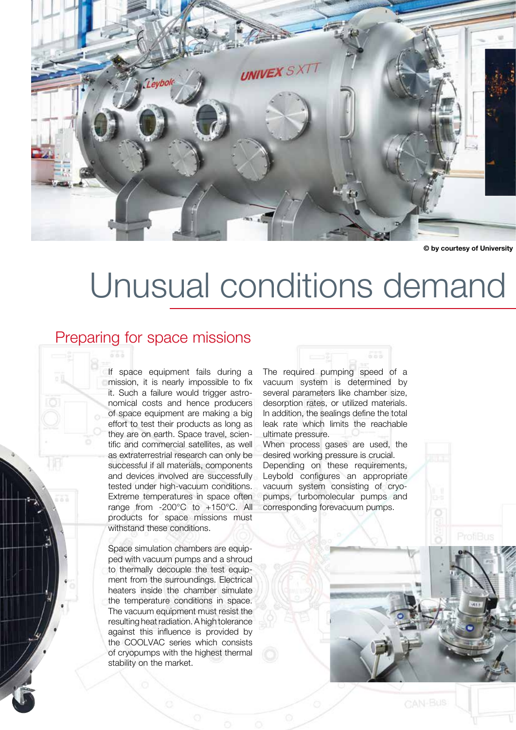© by courtesy of University

# Unusual conditions demand

## Preparing for space missions

If space equipment fails during a mission, it is nearly impossible to fix it. Such a failure would trigger astronomical costs and hence producers of space equipment are making a big effort to test their products as long as they are on earth. Space travel, scientific and commercial satellites, as well as extraterrestrial research can only be successful if all materials, components and devices involved are successfully tested under high-vacuum conditions. Extreme temperatures in space often range from -200°C to +150°C. All products for space missions must withstand these conditions.

Space simulation chambers are equipped with vacuum pumps and a shroud to thermally decouple the test equipment from the surroundings. Electrical heaters inside the chamber simulate the temperature conditions in space. The vacuum equipment must resist the resulting heat radiation. A high tolerance against this influence is provided by the COOLVAC series which consists of cryopumps with the highest thermal stability on the market.

The required pumping speed of a vacuum system is determined by several parameters like chamber size, desorption rates, or utilized materials. In addition, the sealings define the total leak rate which limits the reachable ultimate pressure.
When process gases are used, the desired working pressure is crucial. Depending on these requirements, Leybold configures an appropriate vacuum system consisting of cryopumps, turbomolecular pumps and corresponding forevacuum pumps.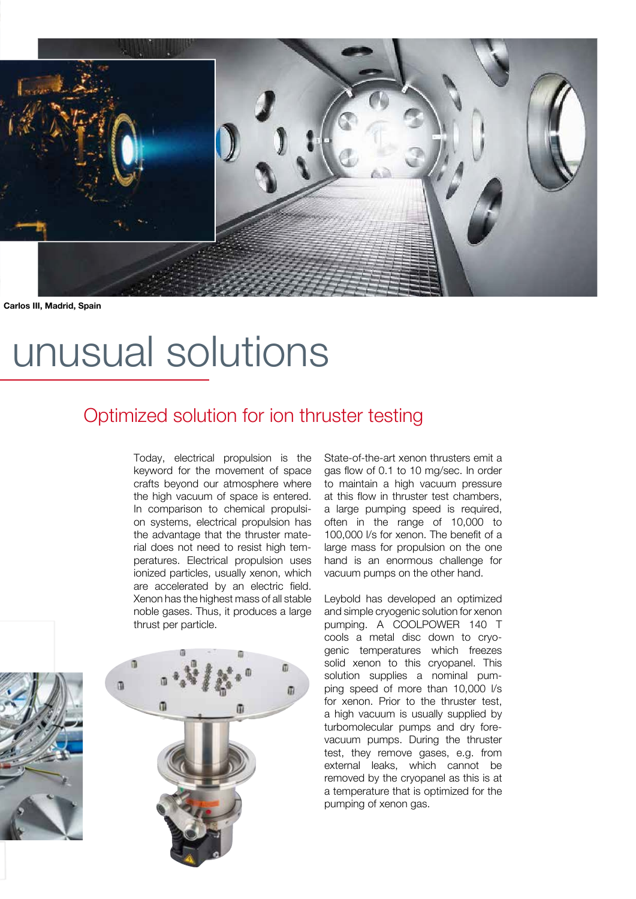Carlos III, Madrid, Spain

# unusual solutions

## Optimized solution for ion thruster testing

Today, electrical propulsion is the keyword for the movement of space crafts beyond our atmosphere where the high vacuum of space is entered. In comparison to chemical propulsion systems, electrical propulsion has the advantage that the thruster material does not need to resist high temperatures. Electrical propulsion uses ionized particles, usually xenon, which are accelerated by an electric field. Xenon has the highest mass of all stable noble gases. Thus, it produces a large thrust per particle.

State-of-the-art xenon thrusters emit a gas flow of 0.1 to 10 mg/sec. In order to maintain a high vacuum pressure at this flow in thruster test chambers, a large pumping speed is required, often in the range of 10,000 to 100,000 l/s for xenon. The benefit of a large mass for propulsion on the one hand is an enormous challenge for vacuum pumps on the other hand.

Leybold has developed an optimized and simple cryogenic solution for xenon pumping. A COOLPOWER 140 T cools a metal disc down to cryogenic temperatures which freezes solid xenon to this cryopanel. This solution supplies a nominal pumping speed of more than 10,000 l/s for xenon. Prior to the thruster test, a high vacuum is usually supplied by turbomolecular pumps and dry forevacuum pumps. During the thruster test, they remove gases, e.g. from external leaks, which cannot be removed by the cryopanel as this is at a temperature that is optimized for the pumping of xenon gas.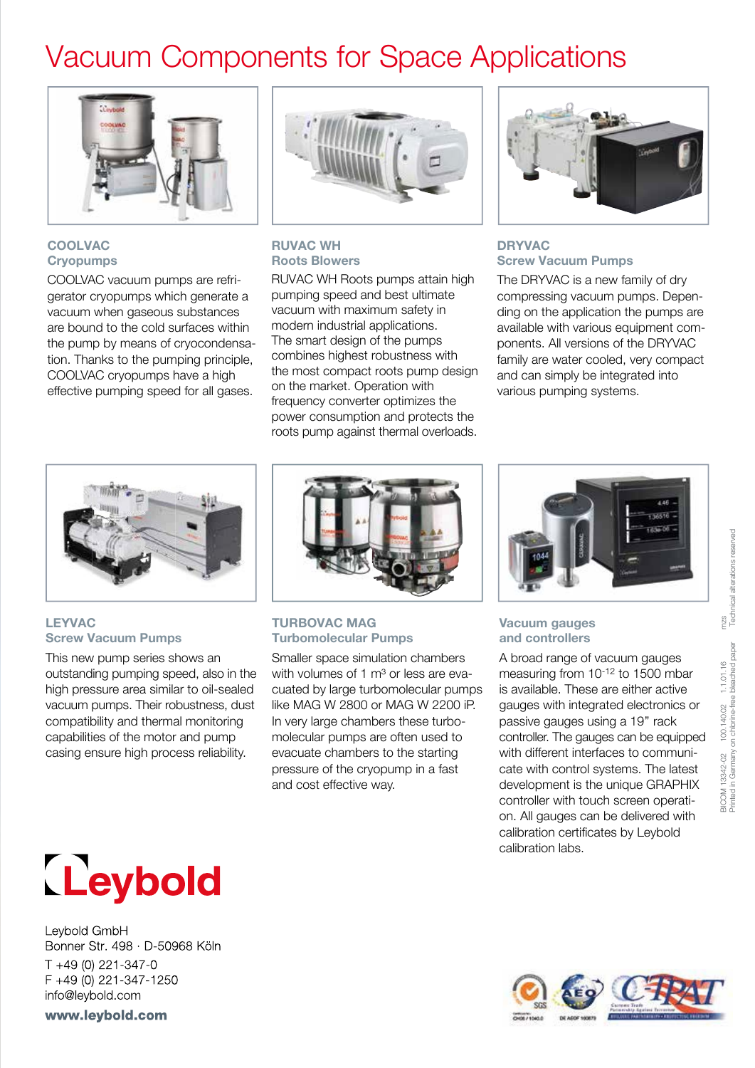# Vacuum Components for Space Applications

### COOLVAC
### Cryopumps

COOLVAC vacuum pumps are refrigerator cryopumps which generate a vacuum when gaseous substances are bound to the cold surfaces within the pump by means of cryocondensation. Thanks to the pumping principle, COOLVAC cryopumps have a high effective pumping speed for all gases.

### RUVAC WH
### Roots Blowers

RUVAC WH Roots pumps attain high pumping speed and best ultimate vacuum with maximum safety in modern industrial applications. The smart design of the pumps combines highest robustness with the most compact roots pump design on the market. Operation with frequency converter optimizes the power consumption and protects the roots pump against thermal overloads.

### DRYVAC
### Screw Vacuum Pumps

The DRYVAC is a new family of dry compressing vacuum pumps. Depending on the application the pumps are available with various equipment components. All versions of the DRYVAC family are water cooled, very compact and can simply be integrated into various pumping systems.

### LEYVAC
### Screw Vacuum Pumps

This new pump series shows an outstanding pumping speed, also in the high pressure area similar to oil-sealed vacuum pumps. Their robustness, dust compatibility and thermal monitoring capabilities of the motor and pump casing ensure high process reliability.

### TURBOVAC MAG
### Turbomolecular Pumps

Smaller space simulation chambers with volumes of 1 $m^3$ or less are evacuated by large turbomolecular pumps like MAG W 2800 or MAG W 2200 iP. In very large chambers these turbomolecular pumps are often used to evacuate chambers to the starting pressure of the cryopump in a fast and cost effective way.

### Vacuum gauges and controllers

A broad range of vacuum gauges measuring from $10^{-12}$ to 1500 mbar is available. These are either active gauges with integrated electronics or passive gauges using a 19" rack controller. The gauges can be equipped with different interfaces to communicate with control systems. The latest development is the unique GRAPHIX controller with touch screen operation. All gauges can be delivered with calibration certificates by Leybold calibration labs.

**Leybold**

Leybold GmbH
Bonner Str. 498 · D-50968 Köln
T +49 (0) 221-347-0
F +49 (0) 221-347-1250
info@leybold.com
**www.leybold.com**

BICOM 13342-02 100.140.02 1.1.01.16 mzs
Printed in Germany on chlorine-free bleached paper Technical alterations reserved